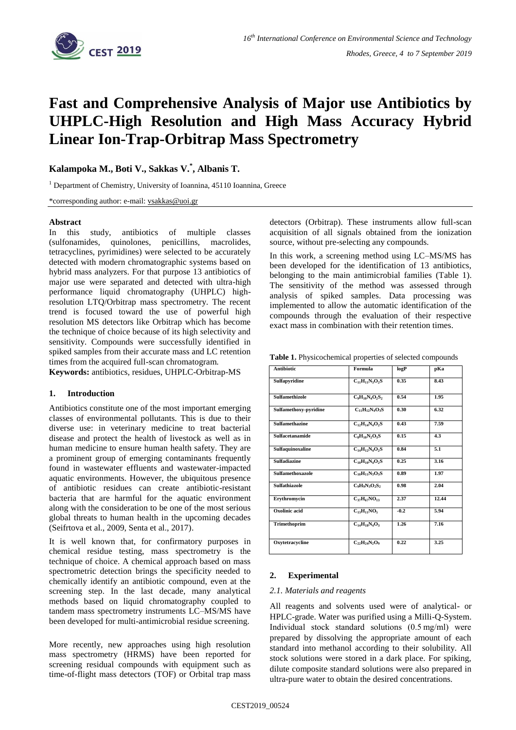# Fast and Comprehensive Analysis of Major use Antibiotics by UHPLC-High Resolution and High Mass Accuracy Hybrid Linear Ion-Trap-Orbitrap Mass Spectrometry

**Kalampoka M., Boti V., Sakkas V.*, Albanis T.**

[1] Department of Chemistry, University of Ioannina, 45110 Ioannina, Greece

*corresponding author: e-mail: vsakkas@uoi.gr

## Abstract

In this study, antibiotics of multiple classes (sulfonamides, quinolones, penicillins, macrolides, tetracyclines, pyrimidines) were selected to be accurately detected with modern chromatographic systems based on hybrid mass analyzers. For that purpose 13 antibiotics of major use were separated and detected with ultra-high performance liquid chromatography (UHPLC) high-resolution LTQ/Orbitrap mass spectrometry. The recent trend is focused toward the use of powerful high resolution MS detectors like Orbitrap which has become the technique of choice because of its high selectivity and sensitivity. Compounds were successfully identified in spiked samples from their accurate mass and LC retention times from the acquired full-scan chromatogram.

**Keywords:** antibiotics, residues, UHPLC-Orbitrap-MS

## 1. Introduction

Antibiotics constitute one of the most important emerging classes of environmental pollutants. This is due to their diverse use: in veterinary medicine to treat bacterial disease and protect the health of livestock as well as in human medicine to ensure human health safety. They are a prominent group of emerging contaminants frequently found in wastewater effluents and wastewater-impacted aquatic environments. However, the ubiquitous presence of antibiotic residues can create antibiotic-resistant bacteria that are harmful for the aquatic environment along with the consideration to be one of the most serious global threats to human health in the upcoming decades (Seifrtova et al., 2009, Senta et al., 2017).

It is well known that, for confirmatory purposes in chemical residue testing, mass spectrometry is the technique of choice. A chemical approach based on mass spectrometric detection brings the specificity needed to chemically identify an antibiotic compound, even at the screening step. In the last decade, many analytical methods based on liquid chromatography coupled to tandem mass spectrometry instruments LC–MS/MS have been developed for multi-antimicrobial residue screening.

More recently, new approaches using high resolution mass spectrometry (HRMS) have been reported for screening residual compounds with equipment such as time-of-flight mass detectors (TOF) or Orbital trap mass detectors (Orbitrap). These instruments allow full-scan acquisition of all signals obtained from the ionization source, without pre-selecting any compounds.

In this work, a screening method using LC–MS/MS has been developed for the identification of 13 antibiotics, belonging to the main antimicrobial families (Table 1). The sensitivity of the method was assessed through analysis of spiked samples. Data processing was implemented to allow the automatic identification of the compounds through the evaluation of their respective exact mass in combination with their retention times.

**Table 1.** Physicochemical properties of selected compounds

| Antibiotic | Formula | logP | pKa |
|---|---|---|---|
| Sulfapyridine | $C_{11}H_{11}N_3O_2S$ | 0.35 | 8.43 |
| Sulfamethizole | $C_9H_{10}N_4O_2S_2$ | 0.54 | 1.95 |
| Sulfamethoxy-pyridine | $C_{11}H_{12}N_4O_3S$ | 0.30 | 6.32 |
| Sulfamethazine | $C_{12}H_{14}N_4O_2S$ | 0.43 | 7.59 |
| Sulfacetanamide | $C_8H_{10}N_2O_3S$ | 0.15 | 4.3 |
| Sulfaquinoxaline | $C_{14}H_{12}N_4O_2S$ | 0.84 | 5.1 |
| Sulfadiazine | $C_{10}H_{10}N_4O_2S$ | 0.25 | 3.16 |
| Sulfamethoxazole | $C_{10}H_{11}N_3O_3S$ | 0.89 | 1.97 |
| Sulfathiazole | $C_9H_9N_3O_2S_2$ | 0.98 | 2.04 |
| Erythromycin | $C_{37}H_{67}NO_{13}$ | 2.37 | 12.44 |
| Oxolinic acid | $C_{13}H_{11}NO_5$ | -0.2 | 5.94 |
| Trimethoprim | $C_{14}H_{18}N_4O_3$ | 1.26 | 7.16 |
| Oxytetracycline | $C_{22}H_{24}N_2O_9$ | 0.22 | 3.25 |

## 2. Experimental

### 2.1. Materials and reagents

All reagents and solvents used were of analytical- or HPLC-grade. Water was purified using a Milli-Q-System. Individual stock standard solutions (0.5 mg/ml) were prepared by dissolving the appropriate amount of each standard into methanol according to their solubility. All stock solutions were stored in a dark place. For spiking, dilute composite standard solutions were also prepared in ultra-pure water to obtain the desired concentrations.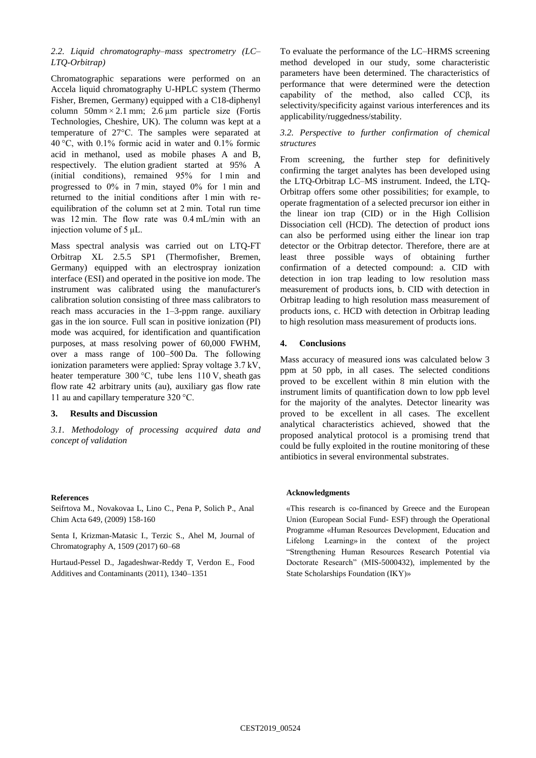### *2.2. Liquid chromatography–mass spectrometry (LC–LTQ-Orbitrap)*

Chromatographic separations were performed on an Accela liquid chromatography U-HPLC system (Thermo Fisher, Bremen, Germany) equipped with a C18-diphenyl column 50mm × 2.1 mm; 2.6 μm particle size (Fortis Technologies, Cheshire, UK). The column was kept at a temperature of 27°C. The samples were separated at 40 °C, with 0.1% formic acid in water and 0.1% formic acid in methanol, used as mobile phases A and B, respectively. The elution gradient started at 95% A (initial conditions), remained 95% for 1 min and progressed to 0% in 7 min, stayed 0% for 1 min and returned to the initial conditions after 1 min with re-equilibration of the column set at 2 min. Total run time was 12 min. The flow rate was 0.4 mL/min with an injection volume of 5 μL.

Mass spectral analysis was carried out on LTQ-FT Orbitrap XL 2.5.5 SP1 (Thermofisher, Bremen, Germany) equipped with an electrospray ionization interface (ESI) and operated in the positive ion mode. The instrument was calibrated using the manufacturer's calibration solution consisting of three mass calibrators to reach mass accuracies in the 1–3-ppm range. auxiliary gas in the ion source. Full scan in positive ionization (PI) mode was acquired, for identification and quantification purposes, at mass resolving power of 60,000 FWHM, over a mass range of 100–500 Da. The following ionization parameters were applied: Spray voltage 3.7 kV, heater temperature 300 °C, tube lens 110 V, sheath gas flow rate 42 arbitrary units (au), auxiliary gas flow rate 11 au and capillary temperature 320 °C.

## 3. Results and Discussion

### *3.1. Methodology of processing acquired data and concept of validation*

To evaluate the performance of the LC–HRMS screening method developed in our study, some characteristic parameters have been determined. The characteristics of performance that were determined were the detection capability of the method, also called CCβ, its selectivity/specificity against various interferences and its applicability/ruggedness/stability.

### *3.2. Perspective to further confirmation of chemical structures*

From screening, the further step for definitively confirming the target analytes has been developed using the LTQ-Orbitrap LC–MS instrument. Indeed, the LTQ-Orbitrap offers some other possibilities; for example, to operate fragmentation of a selected precursor ion either in the linear ion trap (CID) or in the High Collision Dissociation cell (HCD). The detection of product ions can also be performed using either the linear ion trap detector or the Orbitrap detector. Therefore, there are at least three possible ways of obtaining further confirmation of a detected compound: a. CID with detection in ion trap leading to low resolution mass measurement of products ions, b. CID with detection in Orbitrap leading to high resolution mass measurement of products ions, c. HCD with detection in Orbitrap leading to high resolution mass measurement of products ions.

## 4. Conclusions

Mass accuracy of measured ions was calculated below 3 ppm at 50 ppb, in all cases. The selected conditions proved to be excellent within 8 min elution with the instrument limits of quantification down to low ppb level for the majority of the analytes. Detector linearity was proved to be excellent in all cases. The excellent analytical characteristics achieved, showed that the proposed analytical protocol is a promising trend that could be fully exploited in the routine monitoring of these antibiotics in several environmental substrates.

**References**

Seifrtova M., Novakovaa L, Lino C., Pena P, Solich P., Anal Chim Acta 649, (2009) 158-160

Senta I, Krizman-Matasic I., Terzic S., Ahel M, Journal of Chromatography A, 1509 (2017) 60–68

Hurtaud-Pessel D., Jagadeshwar-Reddy T, Verdon E., Food Additives and Contaminants (2011), 1340–1351

**Acknowledgments**

«This research is co-financed by Greece and the European Union (European Social Fund- ESF) through the Operational Programme «Human Resources Development, Education and Lifelong Learning» in the context of the project "Strengthening Human Resources Research Potential via Doctorate Research" (MIS-5000432), implemented by the State Scholarships Foundation (IKY)»